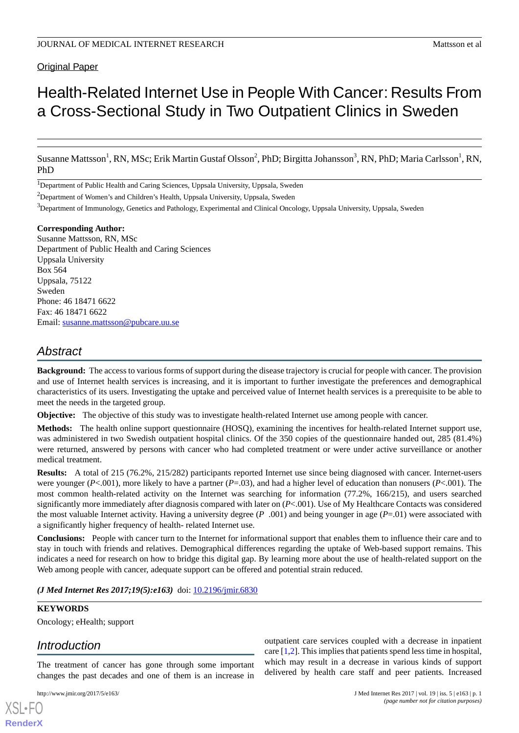Original Paper

# Health-Related Internet Use in People With Cancer: Results From a Cross-Sectional Study in Two Outpatient Clinics in Sweden

Susanne Mattsson[1], RN, MSc; Erik Martin Gustaf Olsson[2], PhD; Birgitta Johansson[3], RN, PhD; Maria Carlsson[1], RN, PhD

[1]Department of Public Health and Caring Sciences, Uppsala University, Uppsala, Sweden

[2]Department of Women's and Children's Health, Uppsala University, Uppsala, Sweden

[3]Department of Immunology, Genetics and Pathology, Experimental and Clinical Oncology, Uppsala University, Uppsala, Sweden

**Corresponding Author:**
Susanne Mattsson, RN, MSc
Department of Public Health and Caring Sciences
Uppsala University
Box 564
Uppsala, 75122
Sweden
Phone: 46 18471 6622
Fax: 46 18471 6622
Email: susanne.mattsson@pubcare.uu.se

## Abstract

**Background:** The access to various forms of support during the disease trajectory is crucial for people with cancer. The provision and use of Internet health services is increasing, and it is important to further investigate the preferences and demographical characteristics of its users. Investigating the uptake and perceived value of Internet health services is a prerequisite to be able to meet the needs in the targeted group.

**Objective:** The objective of this study was to investigate health-related Internet use among people with cancer.

**Methods:** The health online support questionnaire (HOSQ), examining the incentives for health-related Internet support use, was administered in two Swedish outpatient hospital clinics. Of the 350 copies of the questionnaire handed out, 285 (81.4%) were returned, answered by persons with cancer who had completed treatment or were under active surveillance or another medical treatment.

**Results:** A total of 215 (76.2%, 215/282) participants reported Internet use since being diagnosed with cancer. Internet-users were younger ($P$<.001), more likely to have a partner ($P$=.03), and had a higher level of education than nonusers ($P$<.001). The most common health-related activity on the Internet was searching for information (77.2%, 166/215), and users searched significantly more immediately after diagnosis compared with later on ($P$<.001). Use of My Healthcare Contacts was considered the most valuable Internet activity. Having a university degree ($P$ .001) and being younger in age ($P$=.01) were associated with a significantly higher frequency of health- related Internet use.

**Conclusions:** People with cancer turn to the Internet for informational support that enables them to influence their care and to stay in touch with friends and relatives. Demographical differences regarding the uptake of Web-based support remains. This indicates a need for research on how to bridge this digital gap. By learning more about the use of health-related support on the Web among people with cancer, adequate support can be offered and potential strain reduced.

***(J Med Internet Res 2017;19(5):e163)*** doi: 10.2196/jmir.6830

**KEYWORDS**

Oncology; eHealth; support

## Introduction

The treatment of cancer has gone through some important changes the past decades and one of them is an increase in outpatient care services coupled with a decrease in inpatient care [1,2]. This implies that patients spend less time in hospital, which may result in a decrease in various kinds of support delivered by health care staff and peer patients. Increased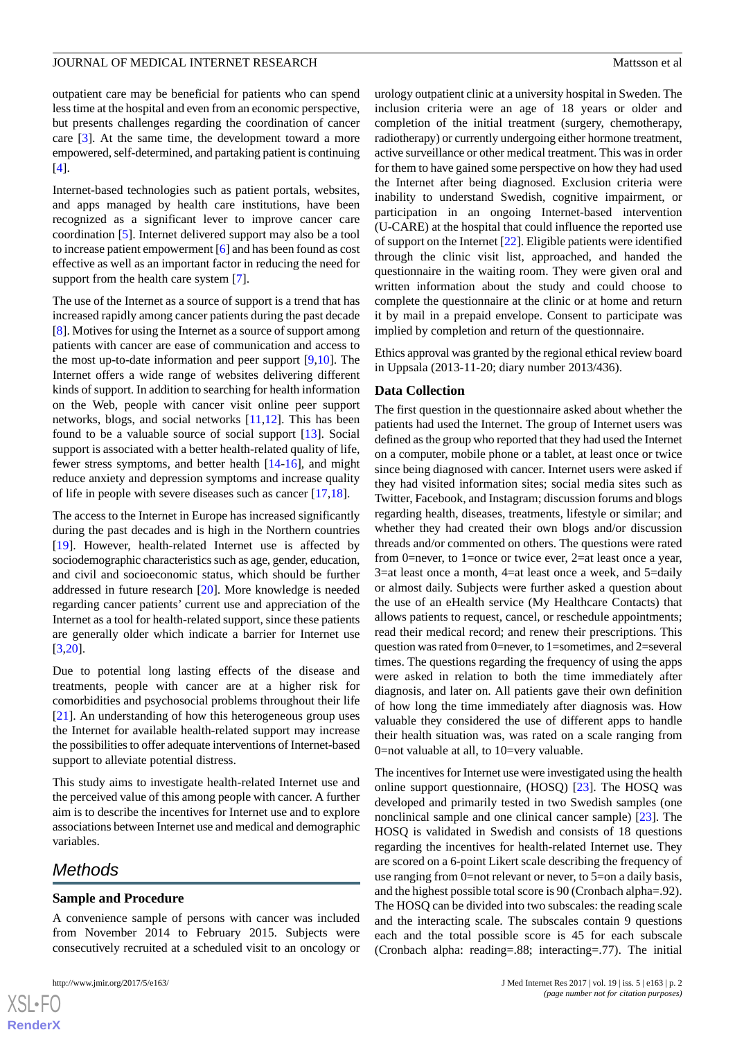outpatient care may be beneficial for patients who can spend less time at the hospital and even from an economic perspective, but presents challenges regarding the coordination of cancer care [3]. At the same time, the development toward a more empowered, self-determined, and partaking patient is continuing [4].

Internet-based technologies such as patient portals, websites, and apps managed by health care institutions, have been recognized as a significant lever to improve cancer care coordination [5]. Internet delivered support may also be a tool to increase patient empowerment [6] and has been found as cost effective as well as an important factor in reducing the need for support from the health care system [7].

The use of the Internet as a source of support is a trend that has increased rapidly among cancer patients during the past decade [8]. Motives for using the Internet as a source of support among patients with cancer are ease of communication and access to the most up-to-date information and peer support [9,10]. The Internet offers a wide range of websites delivering different kinds of support. In addition to searching for health information on the Web, people with cancer visit online peer support networks, blogs, and social networks [11,12]. This has been found to be a valuable source of social support [13]. Social support is associated with a better health-related quality of life, fewer stress symptoms, and better health [14-16], and might reduce anxiety and depression symptoms and increase quality of life in people with severe diseases such as cancer [17,18].

The access to the Internet in Europe has increased significantly during the past decades and is high in the Northern countries [19]. However, health-related Internet use is affected by sociodemographic characteristics such as age, gender, education, and civil and socioeconomic status, which should be further addressed in future research [20]. More knowledge is needed regarding cancer patients' current use and appreciation of the Internet as a tool for health-related support, since these patients are generally older which indicate a barrier for Internet use [3,20].

Due to potential long lasting effects of the disease and treatments, people with cancer are at a higher risk for comorbidities and psychosocial problems throughout their life [21]. An understanding of how this heterogeneous group uses the Internet for available health-related support may increase the possibilities to offer adequate interventions of Internet-based support to alleviate potential distress.

This study aims to investigate health-related Internet use and the perceived value of this among people with cancer. A further aim is to describe the incentives for Internet use and to explore associations between Internet use and medical and demographic variables.

## Methods

### Sample and Procedure

A convenience sample of persons with cancer was included from November 2014 to February 2015. Subjects were consecutively recruited at a scheduled visit to an oncology or urology outpatient clinic at a university hospital in Sweden. The inclusion criteria were an age of 18 years or older and completion of the initial treatment (surgery, chemotherapy, radiotherapy) or currently undergoing either hormone treatment, active surveillance or other medical treatment. This was in order for them to have gained some perspective on how they had used the Internet after being diagnosed. Exclusion criteria were inability to understand Swedish, cognitive impairment, or participation in an ongoing Internet-based intervention (U-CARE) at the hospital that could influence the reported use of support on the Internet [22]. Eligible patients were identified through the clinic visit list, approached, and handed the questionnaire in the waiting room. They were given oral and written information about the study and could choose to complete the questionnaire at the clinic or at home and return it by mail in a prepaid envelope. Consent to participate was implied by completion and return of the questionnaire.

Ethics approval was granted by the regional ethical review board in Uppsala (2013-11-20; diary number 2013/436).

### Data Collection

The first question in the questionnaire asked about whether the patients had used the Internet. The group of Internet users was defined as the group who reported that they had used the Internet on a computer, mobile phone or a tablet, at least once or twice since being diagnosed with cancer. Internet users were asked if they had visited information sites; social media sites such as Twitter, Facebook, and Instagram; discussion forums and blogs regarding health, diseases, treatments, lifestyle or similar; and whether they had created their own blogs and/or discussion threads and/or commented on others. The questions were rated from 0=never, to 1=once or twice ever, 2=at least once a year, 3=at least once a month, 4=at least once a week, and 5=daily or almost daily. Subjects were further asked a question about the use of an eHealth service (My Healthcare Contacts) that allows patients to request, cancel, or reschedule appointments; read their medical record; and renew their prescriptions. This question was rated from 0=never, to 1=sometimes, and 2=several times. The questions regarding the frequency of using the apps were asked in relation to both the time immediately after diagnosis, and later on. All patients gave their own definition of how long the time immediately after diagnosis was. How valuable they considered the use of different apps to handle their health situation was, was rated on a scale ranging from 0=not valuable at all, to 10=very valuable.

The incentives for Internet use were investigated using the health online support questionnaire, (HOSQ) [23]. The HOSQ was developed and primarily tested in two Swedish samples (one nonclinical sample and one clinical cancer sample) [23]. The HOSQ is validated in Swedish and consists of 18 questions regarding the incentives for health-related Internet use. They are scored on a 6-point Likert scale describing the frequency of use ranging from 0=not relevant or never, to 5=on a daily basis, and the highest possible total score is 90 (Cronbach alpha=.92). The HOSQ can be divided into two subscales: the reading scale and the interacting scale. The subscales contain 9 questions each and the total possible score is 45 for each subscale (Cronbach alpha: reading=.88; interacting=.77). The initial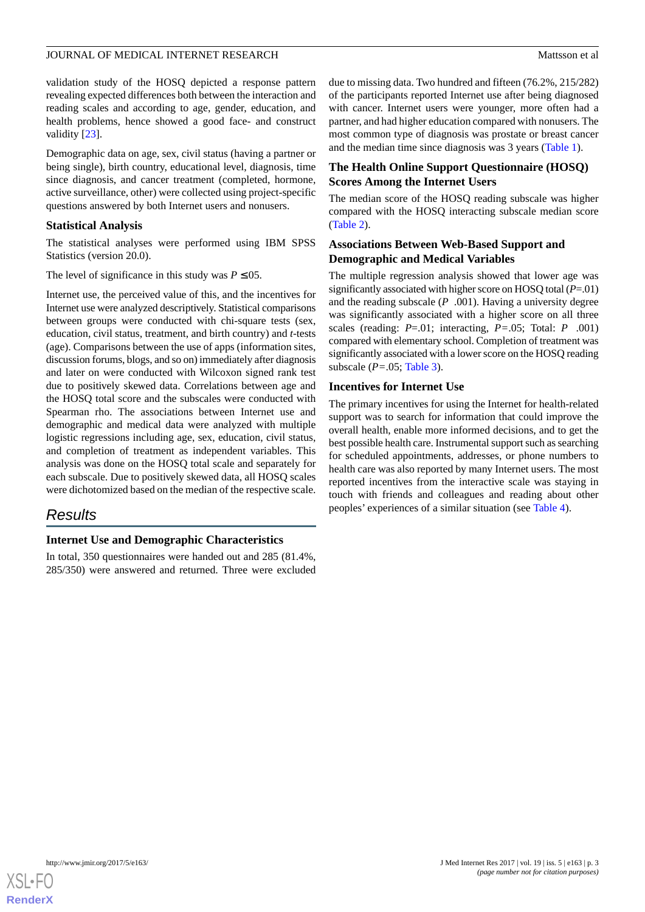validation study of the HOSQ depicted a response pattern revealing expected differences both between the interaction and reading scales and according to age, gender, education, and health problems, hence showed a good face- and construct validity [23].

Demographic data on age, sex, civil status (having a partner or being single), birth country, educational level, diagnosis, time since diagnosis, and cancer treatment (completed, hormone, active surveillance, other) were collected using project-specific questions answered by both Internet users and nonusers.

### Statistical Analysis

The statistical analyses were performed using IBM SPSS Statistics (version 20.0).

The level of significance in this study was $P \leq .05$.

Internet use, the perceived value of this, and the incentives for Internet use were analyzed descriptively. Statistical comparisons between groups were conducted with chi-square tests (sex, education, civil status, treatment, and birth country) and *t*-tests (age). Comparisons between the use of apps (information sites, discussion forums, blogs, and so on) immediately after diagnosis and later on were conducted with Wilcoxon signed rank test due to positively skewed data. Correlations between age and the HOSQ total score and the subscales were conducted with Spearman rho. The associations between Internet use and demographic and medical data were analyzed with multiple logistic regressions including age, sex, education, civil status, and completion of treatment as independent variables. This analysis was done on the HOSQ total scale and separately for each subscale. Due to positively skewed data, all HOSQ scales were dichotomized based on the median of the respective scale.

## Results

### Internet Use and Demographic Characteristics

In total, 350 questionnaires were handed out and 285 (81.4%, 285/350) were answered and returned. Three were excluded due to missing data. Two hundred and fifteen (76.2%, 215/282) of the participants reported Internet use after being diagnosed with cancer. Internet users were younger, more often had a partner, and had higher education compared with nonusers. The most common type of diagnosis was prostate or breast cancer and the median time since diagnosis was 3 years (Table 1).

### The Health Online Support Questionnaire (HOSQ) Scores Among the Internet Users

The median score of the HOSQ reading subscale was higher compared with the HOSQ interacting subscale median score (Table 2).

### Associations Between Web-Based Support and Demographic and Medical Variables

The multiple regression analysis showed that lower age was significantly associated with higher score on HOSQ total ($P$=.01) and the reading subscale ($P$ .001). Having a university degree was significantly associated with a higher score on all three scales (reading: $P$=.01; interacting, $P$=.05; Total: $P$ .001) compared with elementary school. Completion of treatment was significantly associated with a lower score on the HOSQ reading subscale ($P$=.05; Table 3).

### Incentives for Internet Use

The primary incentives for using the Internet for health-related support was to search for information that could improve the overall health, enable more informed decisions, and to get the best possible health care. Instrumental support such as searching for scheduled appointments, addresses, or phone numbers to health care was also reported by many Internet users. The most reported incentives from the interactive scale was staying in touch with friends and colleagues and reading about other peoples' experiences of a similar situation (see Table 4).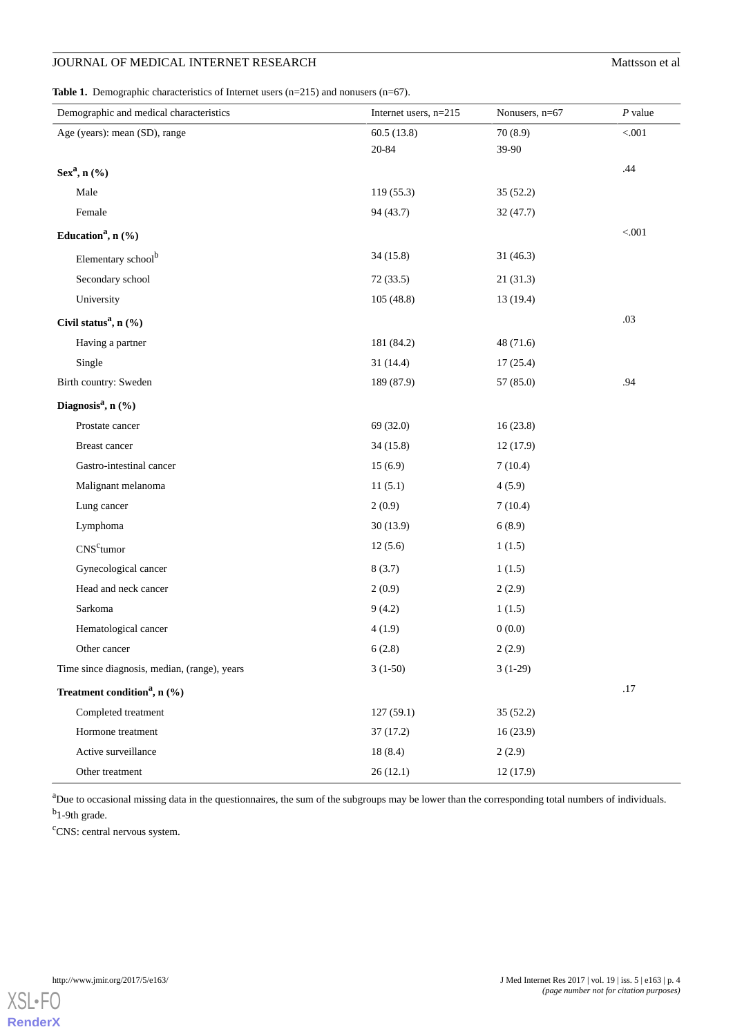**Table 1.** Demographic characteristics of Internet users (n=215) and nonusers (n=67).

| Demographic and medical characteristics | Internet users, n=215 | Nonusers, n=67 | *P* value |
|---|---|---|---|
| Age (years): mean (SD), range | 60.5 (13.8)<br>20-84 | 70 (8.9)<br>39-90 | <.001 |
| **Sex[a], n (%)** | | | .44 |
| Male | 119 (55.3) | 35 (52.2) | |
| Female | 94 (43.7) | 32 (47.7) | |
| **Education[a], n (%)** | | | <.001 |
| Elementary school[b] | 34 (15.8) | 31 (46.3) | |
| Secondary school | 72 (33.5) | 21 (31.3) | |
| University | 105 (48.8) | 13 (19.4) | |
| **Civil status[a], n (%)** | | | .03 |
| Having a partner | 181 (84.2) | 48 (71.6) | |
| Single | 31 (14.4) | 17 (25.4) | |
| Birth country: Sweden | 189 (87.9) | 57 (85.0) | .94 |
| **Diagnosis[a], n (%)** | | | |
| Prostate cancer | 69 (32.0) | 16 (23.8) | |
| Breast cancer | 34 (15.8) | 12 (17.9) | |
| Gastro-intestinal cancer | 15 (6.9) | 7 (10.4) | |
| Malignant melanoma | 11 (5.1) | 4 (5.9) | |
| Lung cancer | 2 (0.9) | 7 (10.4) | |
| Lymphoma | 30 (13.9) | 6 (8.9) | |
| CNS[c]tumor | 12 (5.6) | 1 (1.5) | |
| Gynecological cancer | 8 (3.7) | 1 (1.5) | |
| Head and neck cancer | 2 (0.9) | 2 (2.9) | |
| Sarkoma | 9 (4.2) | 1 (1.5) | |
| Hematological cancer | 4 (1.9) | 0 (0.0) | |
| Other cancer | 6 (2.8) | 2 (2.9) | |
| Time since diagnosis, median, (range), years | 3 (1-50) | 3 (1-29) | |
| **Treatment condition[a], n (%)** | | | .17 |
| Completed treatment | 127 (59.1) | 35 (52.2) | |
| Hormone treatment | 37 (17.2) | 16 (23.9) | |
| Active surveillance | 18 (8.4) | 2 (2.9) | |
| Other treatment | 26 (12.1) | 12 (17.9) | |

[a]Due to occasional missing data in the questionnaires, the sum of the subgroups may be lower than the corresponding total numbers of individuals.

[b]1-9th grade.

[c]CNS: central nervous system.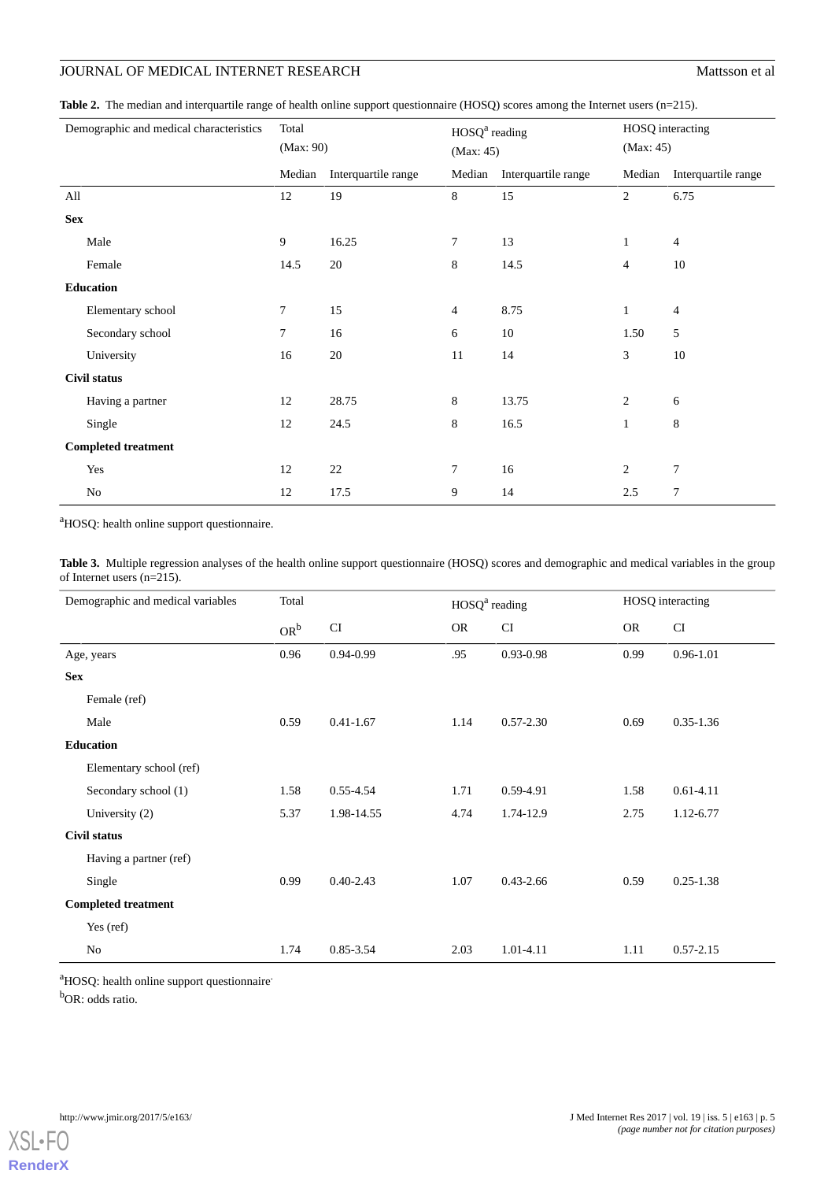**Table 2.** The median and interquartile range of health online support questionnaire (HOSQ) scores among the Internet users (n=215).

| Demographic and medical characteristics | Total (Max: 90) | | HOSQ[a] reading (Max: 45) | | HOSQ interacting (Max: 45) | |
|---|---|---|---|---|---|---|
| | Median | Interquartile range | Median | Interquartile range | Median | Interquartile range |
| All | 12 | 19 | 8 | 15 | 2 | 6.75 |
| **Sex** | | | | | | |
| Male | 9 | 16.25 | 7 | 13 | 1 | 4 |
| Female | 14.5 | 20 | 8 | 14.5 | 4 | 10 |
| **Education** | | | | | | |
| Elementary school | 7 | 15 | 4 | 8.75 | 1 | 4 |
| Secondary school | 7 | 16 | 6 | 10 | 1.50 | 5 |
| University | 16 | 20 | 11 | 14 | 3 | 10 |
| **Civil status** | | | | | | |
| Having a partner | 12 | 28.75 | 8 | 13.75 | 2 | 6 |
| Single | 12 | 24.5 | 8 | 16.5 | 1 | 8 |
| **Completed treatment** | | | | | | |
| Yes | 12 | 22 | 7 | 16 | 2 | 7 |
| No | 12 | 17.5 | 9 | 14 | 2.5 | 7 |

[a]HOSQ: health online support questionnaire.

**Table 3.** Multiple regression analyses of the health online support questionnaire (HOSQ) scores and demographic and medical variables in the group of Internet users (n=215).

| Demographic and medical variables | Total | | HOSQ[a] reading | | HOSQ interacting | |
|---|---|---|---|---|---|---|
| | OR[b] | CI | OR | CI | OR | CI |
| Age, years | 0.96 | 0.94-0.99 | .95 | 0.93-0.98 | 0.99 | 0.96-1.01 |
| **Sex** | | | | | | |
| Female (ref) | | | | | | |
| Male | 0.59 | 0.41-1.67 | 1.14 | 0.57-2.30 | 0.69 | 0.35-1.36 |
| **Education** | | | | | | |
| Elementary school (ref) | | | | | | |
| Secondary school (1) | 1.58 | 0.55-4.54 | 1.71 | 0.59-4.91 | 1.58 | 0.61-4.11 |
| University (2) | 5.37 | 1.98-14.55 | 4.74 | 1.74-12.9 | 2.75 | 1.12-6.77 |
| **Civil status** | | | | | | |
| Having a partner (ref) | | | | | | |
| Single | 0.99 | 0.40-2.43 | 1.07 | 0.43-2.66 | 0.59 | 0.25-1.38 |
| **Completed treatment** | | | | | | |
| Yes (ref) | | | | | | |
| No | 1.74 | 0.85-3.54 | 2.03 | 1.01-4.11 | 1.11 | 0.57-2.15 |

[a]HOSQ: health online support questionnaire.

[b]OR: odds ratio.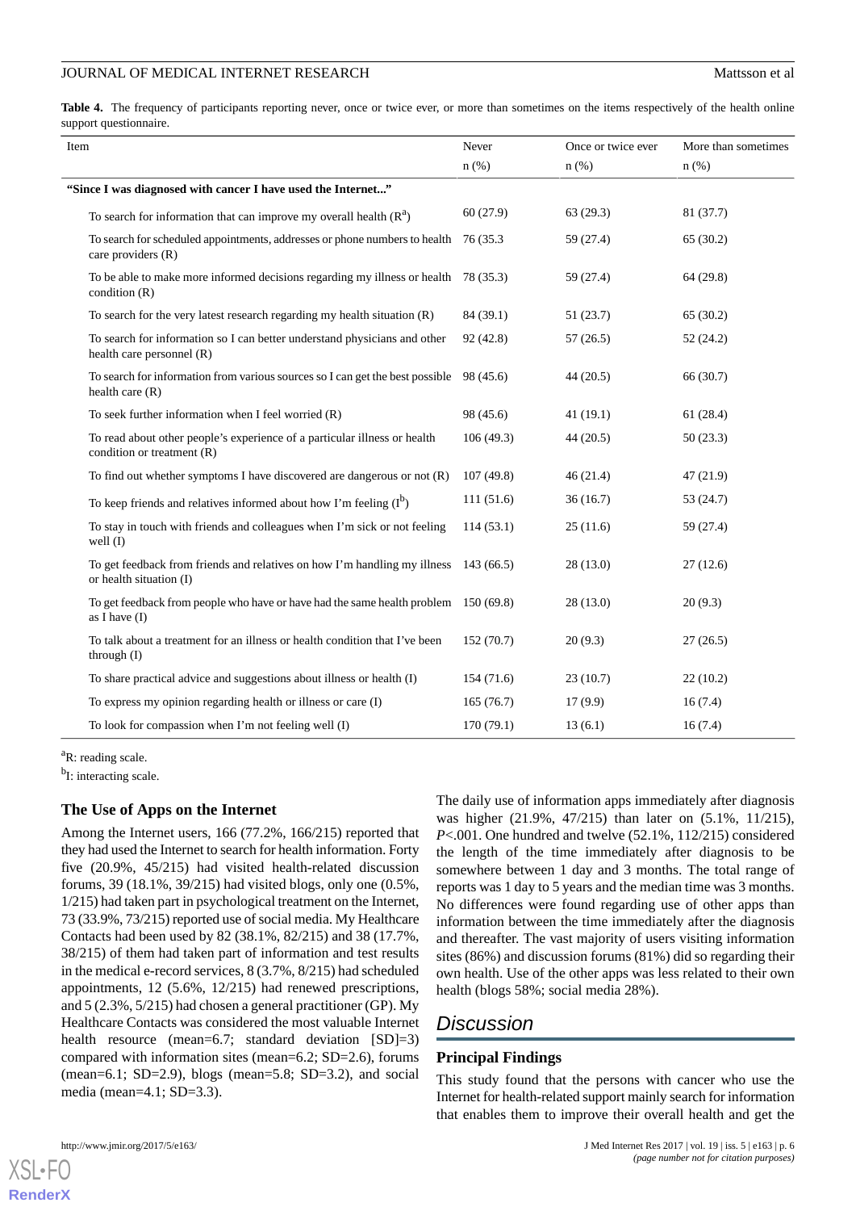**Table 4.** The frequency of participants reporting never, once or twice ever, or more than sometimes on the items respectively of the health online support questionnaire.

| Item | Never n (%) | Once or twice ever n (%) | More than sometimes n (%) |
|---|---|---|---|
| **"Since I was diagnosed with cancer I have used the Internet..."** | | | |
| To search for information that can improve my overall health (R[a]) | 60 (27.9) | 63 (29.3) | 81 (37.7) |
| To search for scheduled appointments, addresses or phone numbers to health care providers (R) | 76 (35.3 | 59 (27.4) | 65 (30.2) |
| To be able to make more informed decisions regarding my illness or health condition (R) | 78 (35.3) | 59 (27.4) | 64 (29.8) |
| To search for the very latest research regarding my health situation (R) | 84 (39.1) | 51 (23.7) | 65 (30.2) |
| To search for information so I can better understand physicians and other health care personnel (R) | 92 (42.8) | 57 (26.5) | 52 (24.2) |
| To search for information from various sources so I can get the best possible health care (R) | 98 (45.6) | 44 (20.5) | 66 (30.7) |
| To seek further information when I feel worried (R) | 98 (45.6) | 41 (19.1) | 61 (28.4) |
| To read about other people's experience of a particular illness or health condition or treatment (R) | 106 (49.3) | 44 (20.5) | 50 (23.3) |
| To find out whether symptoms I have discovered are dangerous or not (R) | 107 (49.8) | 46 (21.4) | 47 (21.9) |
| To keep friends and relatives informed about how I'm feeling (I[b]) | 111 (51.6) | 36 (16.7) | 53 (24.7) |
| To stay in touch with friends and colleagues when I'm sick or not feeling well (I) | 114 (53.1) | 25 (11.6) | 59 (27.4) |
| To get feedback from friends and relatives on how I'm handling my illness or health situation (I) | 143 (66.5) | 28 (13.0) | 27 (12.6) |
| To get feedback from people who have or have had the same health problem as I have (I) | 150 (69.8) | 28 (13.0) | 20 (9.3) |
| To talk about a treatment for an illness or health condition that I've been through (I) | 152 (70.7) | 20 (9.3) | 27 (26.5) |
| To share practical advice and suggestions about illness or health (I) | 154 (71.6) | 23 (10.7) | 22 (10.2) |
| To express my opinion regarding health or illness or care (I) | 165 (76.7) | 17 (9.9) | 16 (7.4) |
| To look for compassion when I'm not feeling well (I) | 170 (79.1) | 13 (6.1) | 16 (7.4) |

[a]R: reading scale.

[b]I: interacting scale.

### The Use of Apps on the Internet

Among the Internet users, 166 (77.2%, 166/215) reported that they had used the Internet to search for health information. Forty five (20.9%, 45/215) had visited health-related discussion forums, 39 (18.1%, 39/215) had visited blogs, only one (0.5%, 1/215) had taken part in psychological treatment on the Internet, 73 (33.9%, 73/215) reported use of social media. My Healthcare Contacts had been used by 82 (38.1%, 82/215) and 38 (17.7%, 38/215) of them had taken part of information and test results in the medical e-record services, 8 (3.7%, 8/215) had scheduled appointments, 12 (5.6%, 12/215) had renewed prescriptions, and 5 (2.3%, 5/215) had chosen a general practitioner (GP). My Healthcare Contacts was considered the most valuable Internet health resource (mean=6.7; standard deviation [SD]=3) compared with information sites (mean=6.2; SD=2.6), forums (mean=6.1; SD=2.9), blogs (mean=5.8; SD=3.2), and social media (mean=4.1; SD=3.3).

The daily use of information apps immediately after diagnosis was higher (21.9%, 47/215) than later on (5.1%, 11/215), $P<.001$. One hundred and twelve (52.1%, 112/215) considered the length of the time immediately after diagnosis to be somewhere between 1 day and 3 months. The total range of reports was 1 day to 5 years and the median time was 3 months. No differences were found regarding use of other apps than information between the time immediately after the diagnosis and thereafter. The vast majority of users visiting information sites (86%) and discussion forums (81%) did so regarding their own health. Use of the other apps was less related to their own health (blogs 58%; social media 28%).

## Discussion

### Principal Findings

This study found that the persons with cancer who use the Internet for health-related support mainly search for information that enables them to improve their overall health and get the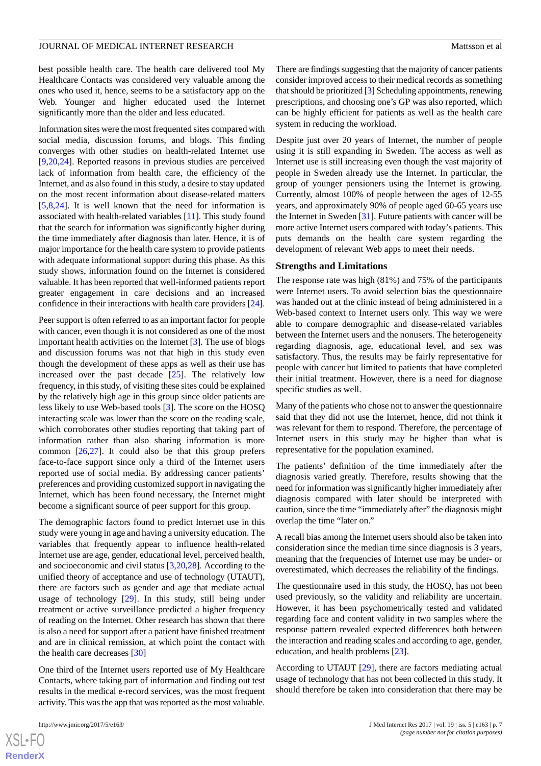best possible health care. The health care delivered tool My Healthcare Contacts was considered very valuable among the ones who used it, hence, seems to be a satisfactory app on the Web. Younger and higher educated used the Internet significantly more than the older and less educated.

Information sites were the most frequented sites compared with social media, discussion forums, and blogs. This finding converges with other studies on health-related Internet use [9,20,24]. Reported reasons in previous studies are perceived lack of information from health care, the efficiency of the Internet, and as also found in this study, a desire to stay updated on the most recent information about disease-related matters [5,8,24]. It is well known that the need for information is associated with health-related variables [11]. This study found that the search for information was significantly higher during the time immediately after diagnosis than later. Hence, it is of major importance for the health care system to provide patients with adequate informational support during this phase. As this study shows, information found on the Internet is considered valuable. It has been reported that well-informed patients report greater engagement in care decisions and an increased confidence in their interactions with health care providers [24].

Peer support is often referred to as an important factor for people with cancer, even though it is not considered as one of the most important health activities on the Internet [3]. The use of blogs and discussion forums was not that high in this study even though the development of these apps as well as their use has increased over the past decade [25]. The relatively low frequency, in this study, of visiting these sites could be explained by the relatively high age in this group since older patients are less likely to use Web-based tools [3]. The score on the HOSQ interacting scale was lower than the score on the reading scale, which corroborates other studies reporting that taking part of information rather than also sharing information is more common [26,27]. It could also be that this group prefers face-to-face support since only a third of the Internet users reported use of social media. By addressing cancer patients' preferences and providing customized support in navigating the Internet, which has been found necessary, the Internet might become a significant source of peer support for this group.

The demographic factors found to predict Internet use in this study were young in age and having a university education. The variables that frequently appear to influence health-related Internet use are age, gender, educational level, perceived health, and socioeconomic and civil status [3,20,28]. According to the unified theory of acceptance and use of technology (UTAUT), there are factors such as gender and age that mediate actual usage of technology [29]. In this study, still being under treatment or active surveillance predicted a higher frequency of reading on the Internet. Other research has shown that there is also a need for support after a patient have finished treatment and are in clinical remission, at which point the contact with the health care decreases [30]

One third of the Internet users reported use of My Healthcare Contacts, where taking part of information and finding out test results in the medical e-record services, was the most frequent activity. This was the app that was reported as the most valuable. There are findings suggesting that the majority of cancer patients consider improved access to their medical records as something that should be prioritized [3] Scheduling appointments, renewing prescriptions, and choosing one's GP was also reported, which can be highly efficient for patients as well as the health care system in reducing the workload.

Despite just over 20 years of Internet, the number of people using it is still expanding in Sweden. The access as well as Internet use is still increasing even though the vast majority of people in Sweden already use the Internet. In particular, the group of younger pensioners using the Internet is growing. Currently, almost 100% of people between the ages of 12-55 years, and approximately 90% of people aged 60-65 years use the Internet in Sweden [31]. Future patients with cancer will be more active Internet users compared with today's patients. This puts demands on the health care system regarding the development of relevant Web apps to meet their needs.

### Strengths and Limitations

The response rate was high (81%) and 75% of the participants were Internet users. To avoid selection bias the questionnaire was handed out at the clinic instead of being administered in a Web-based context to Internet users only. This way we were able to compare demographic and disease-related variables between the Internet users and the nonusers. The heterogeneity regarding diagnosis, age, educational level, and sex was satisfactory. Thus, the results may be fairly representative for people with cancer but limited to patients that have completed their initial treatment. However, there is a need for diagnose specific studies as well.

Many of the patients who chose not to answer the questionnaire said that they did not use the Internet, hence, did not think it was relevant for them to respond. Therefore, the percentage of Internet users in this study may be higher than what is representative for the population examined.

The patients' definition of the time immediately after the diagnosis varied greatly. Therefore, results showing that the need for information was significantly higher immediately after diagnosis compared with later should be interpreted with caution, since the time "immediately after" the diagnosis might overlap the time "later on."

A recall bias among the Internet users should also be taken into consideration since the median time since diagnosis is 3 years, meaning that the frequencies of Internet use may be under- or overestimated, which decreases the reliability of the findings.

The questionnaire used in this study, the HOSQ, has not been used previously, so the validity and reliability are uncertain. However, it has been psychometrically tested and validated regarding face and content validity in two samples where the response pattern revealed expected differences both between the interaction and reading scales and according to age, gender, education, and health problems [23].

According to UTAUT [29], there are factors mediating actual usage of technology that has not been collected in this study. It should therefore be taken into consideration that there may be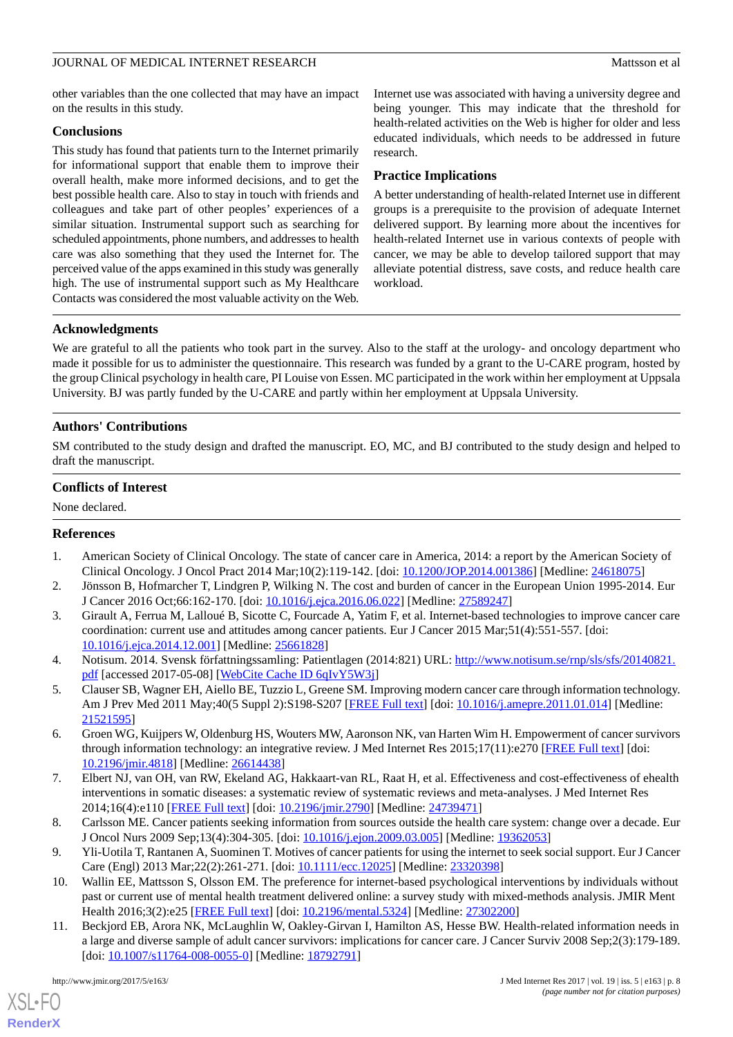other variables than the one collected that may have an impact on the results in this study.

## Conclusions

This study has found that patients turn to the Internet primarily for informational support that enable them to improve their overall health, make more informed decisions, and to get the best possible health care. Also to stay in touch with friends and colleagues and take part of other peoples' experiences of a similar situation. Instrumental support such as searching for scheduled appointments, phone numbers, and addresses to health care was also something that they used the Internet for. The perceived value of the apps examined in this study was generally high. The use of instrumental support such as My Healthcare Contacts was considered the most valuable activity on the Web. Internet use was associated with having a university degree and being younger. This may indicate that the threshold for health-related activities on the Web is higher for older and less educated individuals, which needs to be addressed in future research.

## Practice Implications

A better understanding of health-related Internet use in different groups is a prerequisite to the provision of adequate Internet delivered support. By learning more about the incentives for health-related Internet use in various contexts of people with cancer, we may be able to develop tailored support that may alleviate potential distress, save costs, and reduce health care workload.

## Acknowledgments

We are grateful to all the patients who took part in the survey. Also to the staff at the urology- and oncology department who made it possible for us to administer the questionnaire. This research was funded by a grant to the U-CARE program, hosted by the group Clinical psychology in health care, PI Louise von Essen. MC participated in the work within her employment at Uppsala University. BJ was partly funded by the U-CARE and partly within her employment at Uppsala University.

## Authors' Contributions

SM contributed to the study design and drafted the manuscript. EO, MC, and BJ contributed to the study design and helped to draft the manuscript.

## Conflicts of Interest

None declared.

## References

1. American Society of Clinical Oncology. The state of cancer care in America, 2014: a report by the American Society of Clinical Oncology. J Oncol Pract 2014 Mar;10(2):119-142. [doi: 10.1200/JOP.2014.001386] [Medline: 24618075]
2. Jönsson B, Hofmarcher T, Lindgren P, Wilking N. The cost and burden of cancer in the European Union 1995-2014. Eur J Cancer 2016 Oct;66:162-170. [doi: 10.1016/j.ejca.2016.06.022] [Medline: 27589247]
3. Girault A, Ferrua M, Lalloué B, Sicotte C, Fourcade A, Yatim F, et al. Internet-based technologies to improve cancer care coordination: current use and attitudes among cancer patients. Eur J Cancer 2015 Mar;51(4):551-557. [doi: 10.1016/j.ejca.2014.12.001] [Medline: 25661828]
4. Notisum. 2014. Svensk författningssamling: Patientlagen (2014:821) URL: http://www.notisum.se/rnp/sls/sfs/20140821.pdf [accessed 2017-05-08] [WebCite Cache ID 6qIvY5W3j]
5. Clauser SB, Wagner EH, Aiello BE, Tuzzio L, Greene SM. Improving modern cancer care through information technology. Am J Prev Med 2011 May;40(5 Suppl 2):S198-S207 [FREE Full text] [doi: 10.1016/j.amepre.2011.01.014] [Medline: 21521595]
6. Groen WG, Kuijpers W, Oldenburg HS, Wouters MW, Aaronson NK, van Harten Wim H. Empowerment of cancer survivors through information technology: an integrative review. J Med Internet Res 2015;17(11):e270 [FREE Full text] [doi: 10.2196/jmir.4818] [Medline: 26614438]
7. Elbert NJ, van OH, van RW, Ekeland AG, Hakkaart-van RL, Raat H, et al. Effectiveness and cost-effectiveness of ehealth interventions in somatic diseases: a systematic review of systematic reviews and meta-analyses. J Med Internet Res 2014;16(4):e110 [FREE Full text] [doi: 10.2196/jmir.2790] [Medline: 24739471]
8. Carlsson ME. Cancer patients seeking information from sources outside the health care system: change over a decade. Eur J Oncol Nurs 2009 Sep;13(4):304-305. [doi: 10.1016/j.ejon.2009.03.005] [Medline: 19362053]
9. Yli-Uotila T, Rantanen A, Suominen T. Motives of cancer patients for using the internet to seek social support. Eur J Cancer Care (Engl) 2013 Mar;22(2):261-271. [doi: 10.1111/ecc.12025] [Medline: 23320398]
10. Wallin EE, Mattsson S, Olsson EM. The preference for internet-based psychological interventions by individuals without past or current use of mental health treatment delivered online: a survey study with mixed-methods analysis. JMIR Ment Health 2016;3(2):e25 [FREE Full text] [doi: 10.2196/mental.5324] [Medline: 27302200]
11. Beckjord EB, Arora NK, McLaughlin W, Oakley-Girvan I, Hamilton AS, Hesse BW. Health-related information needs in a large and diverse sample of adult cancer survivors: implications for cancer care. J Cancer Surviv 2008 Sep;2(3):179-189. [doi: 10.1007/s11764-008-0055-0] [Medline: 18792791]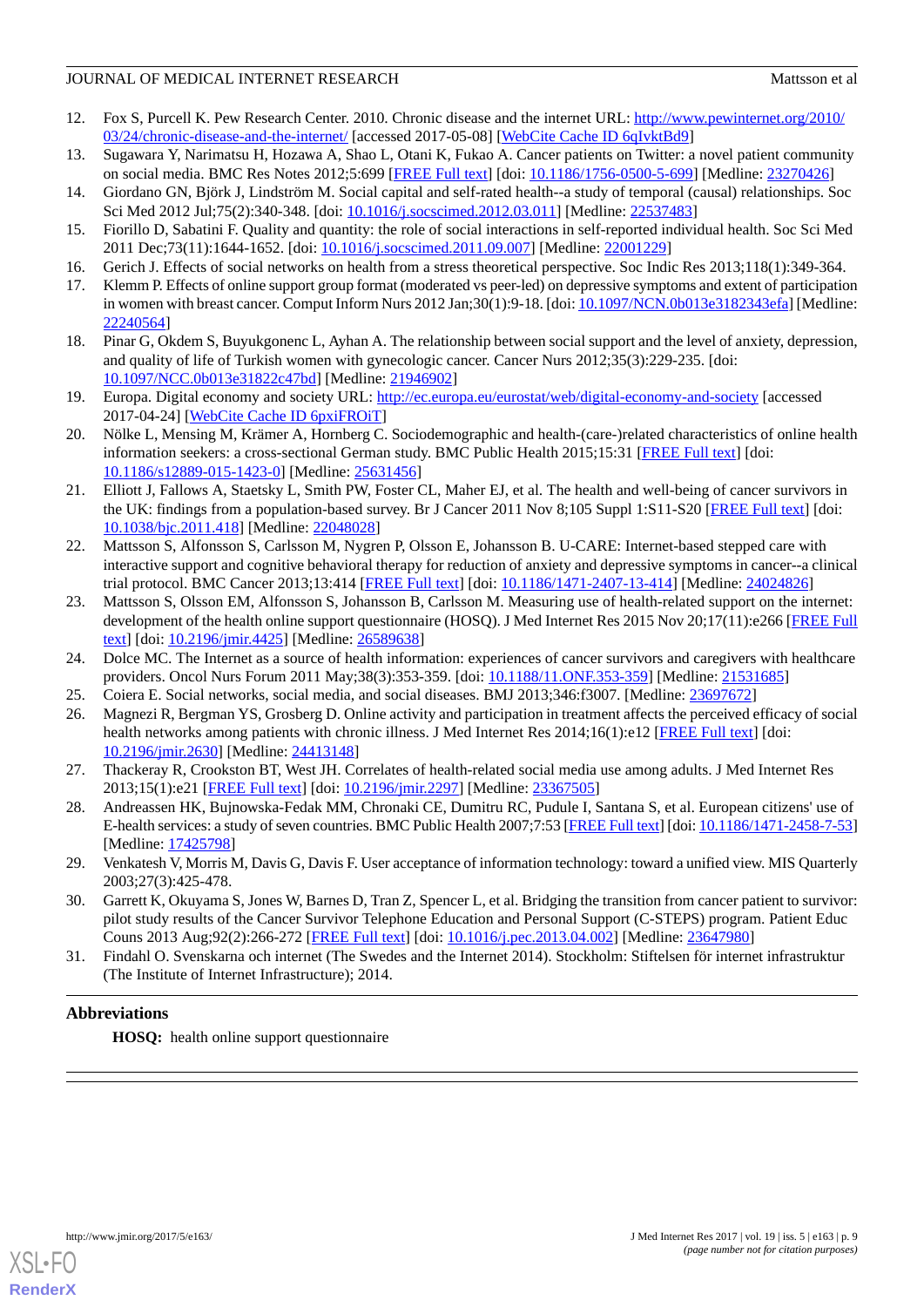12. Fox S, Purcell K. Pew Research Center. 2010. Chronic disease and the internet URL: http://www.pewinternet.org/2010/03/24/chronic-disease-and-the-internet/ [accessed 2017-05-08] [WebCite Cache ID 6qIvktBd9]
13. Sugawara Y, Narimatsu H, Hozawa A, Shao L, Otani K, Fukao A. Cancer patients on Twitter: a novel patient community on social media. BMC Res Notes 2012;5:699 [FREE Full text] [doi: 10.1186/1756-0500-5-699] [Medline: 23270426]
14. Giordano GN, Björk J, Lindström M. Social capital and self-rated health--a study of temporal (causal) relationships. Soc Sci Med 2012 Jul;75(2):340-348. [doi: 10.1016/j.socscimed.2012.03.011] [Medline: 22537483]
15. Fiorillo D, Sabatini F. Quality and quantity: the role of social interactions in self-reported individual health. Soc Sci Med 2011 Dec;73(11):1644-1652. [doi: 10.1016/j.socscimed.2011.09.007] [Medline: 22001229]
16. Gerich J. Effects of social networks on health from a stress theoretical perspective. Soc Indic Res 2013;118(1):349-364.
17. Klemm P. Effects of online support group format (moderated vs peer-led) on depressive symptoms and extent of participation in women with breast cancer. Comput Inform Nurs 2012 Jan;30(1):9-18. [doi: 10.1097/NCN.0b013e3182343efa] [Medline: 22240564]
18. Pinar G, Okdem S, Buyukgonenc L, Ayhan A. The relationship between social support and the level of anxiety, depression, and quality of life of Turkish women with gynecologic cancer. Cancer Nurs 2012;35(3):229-235. [doi: 10.1097/NCC.0b013e31822c47bd] [Medline: 21946902]
19. Europa. Digital economy and society URL: http://ec.europa.eu/eurostat/web/digital-economy-and-society [accessed 2017-04-24] [WebCite Cache ID 6pxiFROiT]
20. Nölke L, Mensing M, Krämer A, Hornberg C. Sociodemographic and health-(care-)related characteristics of online health information seekers: a cross-sectional German study. BMC Public Health 2015;15:31 [FREE Full text] [doi: 10.1186/s12889-015-1423-0] [Medline: 25631456]
21. Elliott J, Fallows A, Staetsky L, Smith PW, Foster CL, Maher EJ, et al. The health and well-being of cancer survivors in the UK: findings from a population-based survey. Br J Cancer 2011 Nov 8;105 Suppl 1:S11-S20 [FREE Full text] [doi: 10.1038/bjc.2011.418] [Medline: 22048028]
22. Mattsson S, Alfonsson S, Carlsson M, Nygren P, Olsson E, Johansson B. U-CARE: Internet-based stepped care with interactive support and cognitive behavioral therapy for reduction of anxiety and depressive symptoms in cancer--a clinical trial protocol. BMC Cancer 2013;13:414 [FREE Full text] [doi: 10.1186/1471-2407-13-414] [Medline: 24024826]
23. Mattsson S, Olsson EM, Alfonsson S, Johansson B, Carlsson M. Measuring use of health-related support on the internet: development of the health online support questionnaire (HOSQ). J Med Internet Res 2015 Nov 20;17(11):e266 [FREE Full text] [doi: 10.2196/jmir.4425] [Medline: 26589638]
24. Dolce MC. The Internet as a source of health information: experiences of cancer survivors and caregivers with healthcare providers. Oncol Nurs Forum 2011 May;38(3):353-359. [doi: 10.1188/11.ONF.353-359] [Medline: 21531685]
25. Coiera E. Social networks, social media, and social diseases. BMJ 2013;346:f3007. [Medline: 23697672]
26. Magnezi R, Bergman YS, Grosberg D. Online activity and participation in treatment affects the perceived efficacy of social health networks among patients with chronic illness. J Med Internet Res 2014;16(1):e12 [FREE Full text] [doi: 10.2196/jmir.2630] [Medline: 24413148]
27. Thackeray R, Crookston BT, West JH. Correlates of health-related social media use among adults. J Med Internet Res 2013;15(1):e21 [FREE Full text] [doi: 10.2196/jmir.2297] [Medline: 23367505]
28. Andreassen HK, Bujnowska-Fedak MM, Chronaki CE, Dumitru RC, Pudule I, Santana S, et al. European citizens' use of E-health services: a study of seven countries. BMC Public Health 2007;7:53 [FREE Full text] [doi: 10.1186/1471-2458-7-53] [Medline: 17425798]
29. Venkatesh V, Morris M, Davis G, Davis F. User acceptance of information technology: toward a unified view. MIS Quarterly 2003;27(3):425-478.
30. Garrett K, Okuyama S, Jones W, Barnes D, Tran Z, Spencer L, et al. Bridging the transition from cancer patient to survivor: pilot study results of the Cancer Survivor Telephone Education and Personal Support (C-STEPS) program. Patient Educ Couns 2013 Aug;92(2):266-272 [FREE Full text] [doi: 10.1016/j.pec.2013.04.002] [Medline: 23647980]
31. Findahl O. Svenskarna och internet (The Swedes and the Internet 2014). Stockholm: Stiftelsen för internet infrastruktur (The Institute of Internet Infrastructure); 2014.

## Abbreviations

**HOSQ:** health online support questionnaire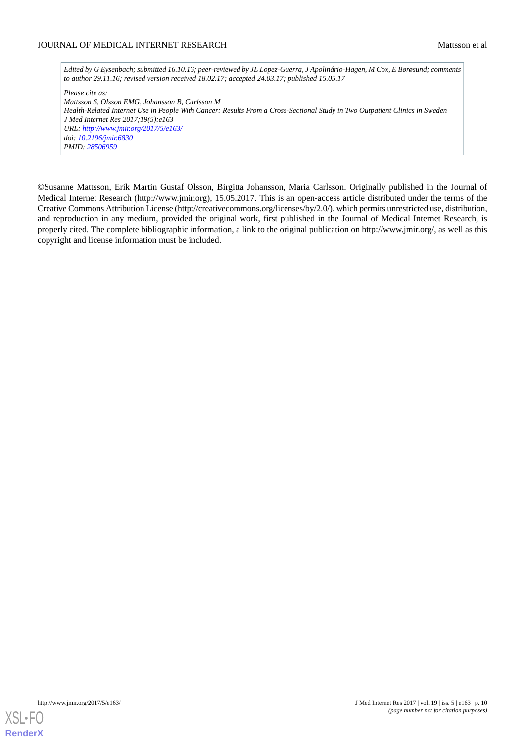*Edited by G Eysenbach; submitted 16.10.16; peer-reviewed by JL Lopez-Guerra, J Apolinário-Hagen, M Cox, E Børøsund; comments to author 29.11.16; revised version received 18.02.17; accepted 24.03.17; published 15.05.17*

*Please cite as:*
*Mattsson S, Olsson EMG, Johansson B, Carlsson M*
*Health-Related Internet Use in People With Cancer: Results From a Cross-Sectional Study in Two Outpatient Clinics in Sweden*
*J Med Internet Res 2017;19(5):e163*
*URL: http://www.jmir.org/2017/5/e163/*
*doi: 10.2196/jmir.6830*
*PMID: 28506959*

©Susanne Mattsson, Erik Martin Gustaf Olsson, Birgitta Johansson, Maria Carlsson. Originally published in the Journal of Medical Internet Research (http://www.jmir.org), 15.05.2017. This is an open-access article distributed under the terms of the Creative Commons Attribution License (http://creativecommons.org/licenses/by/2.0/), which permits unrestricted use, distribution, and reproduction in any medium, provided the original work, first published in the Journal of Medical Internet Research, is properly cited. The complete bibliographic information, a link to the original publication on http://www.jmir.org/, as well as this copyright and license information must be included.